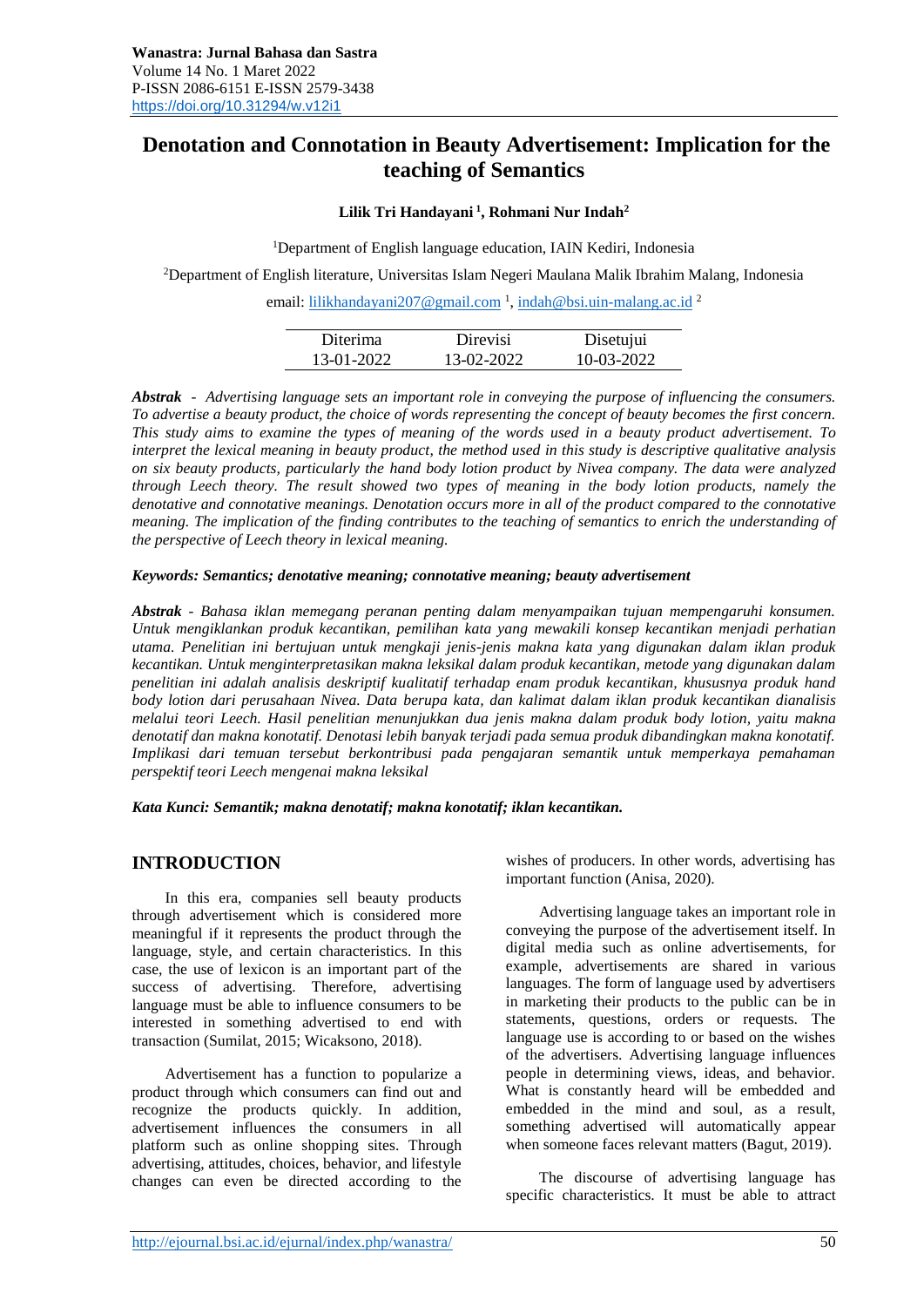# Denotation and Connotation in Beauty Advertisement: Implication for the teaching of Semantics

**Lilik Tri Handayani [1], Rohmani Nur Indah[2]**

[1]Department of English language education, IAIN Kediri, Indonesia

[2]Department of English literature, Universitas Islam Negeri Maulana Malik Ibrahim Malang, Indonesia

email: lilikhandayani207@gmail.com [1], indah@bsi.uin-malang.ac.id [2]

| Diterima | Direvisi | Disetujui |
|---|---|---|
| 13-01-2022 | 13-02-2022 | 10-03-2022 |

***Abstrak*** *- Advertising language sets an important role in conveying the purpose of influencing the consumers. To advertise a beauty product, the choice of words representing the concept of beauty becomes the first concern. This study aims to examine the types of meaning of the words used in a beauty product advertisement. To interpret the lexical meaning in beauty product, the method used in this study is descriptive qualitative analysis on six beauty products, particularly the hand body lotion product by Nivea company. The data were analyzed through Leech theory. The result showed two types of meaning in the body lotion products, namely the denotative and connotative meanings. Denotation occurs more in all of the product compared to the connotative meaning. The implication of the finding contributes to the teaching of semantics to enrich the understanding of the perspective of Leech theory in lexical meaning.*

***Keywords: Semantics; denotative meaning; connotative meaning; beauty advertisement***

***Abstrak*** *- Bahasa iklan memegang peranan penting dalam menyampaikan tujuan mempengaruhi konsumen. Untuk mengiklankan produk kecantikan, pemilihan kata yang mewakili konsep kecantikan menjadi perhatian utama. Penelitian ini bertujuan untuk mengkaji jenis-jenis makna kata yang digunakan dalam iklan produk kecantikan. Untuk menginterpretasikan makna leksikal dalam produk kecantikan, metode yang digunakan dalam penelitian ini adalah analisis deskriptif kualitatif terhadap enam produk kecantikan, khususnya produk hand body lotion dari perusahaan Nivea. Data berupa kata, dan kalimat dalam iklan produk kecantikan dianalisis melalui teori Leech. Hasil penelitian menunjukkan dua jenis makna dalam produk body lotion, yaitu makna denotatif dan makna konotatif. Denotasi lebih banyak terjadi pada semua produk dibandingkan makna konotatif. Implikasi dari temuan tersebut berkontribusi pada pengajaran semantik untuk memperkaya pemahaman perspektif teori Leech mengenai makna leksikal*

***Kata Kunci: Semantik; makna denotatif; makna konotatif; iklan kecantikan.***

## INTRODUCTION

In this era, companies sell beauty products through advertisement which is considered more meaningful if it represents the product through the language, style, and certain characteristics. In this case, the use of lexicon is an important part of the success of advertising. Therefore, advertising language must be able to influence consumers to be interested in something advertised to end with transaction (Sumilat, 2015; Wicaksono, 2018).

Advertisement has a function to popularize a product through which consumers can find out and recognize the products quickly. In addition, advertisement influences the consumers in all platform such as online shopping sites. Through advertising, attitudes, choices, behavior, and lifestyle changes can even be directed according to the wishes of producers. In other words, advertising has important function (Anisa, 2020).

Advertising language takes an important role in conveying the purpose of the advertisement itself. In digital media such as online advertisements, for example, advertisements are shared in various languages. The form of language used by advertisers in marketing their products to the public can be in statements, questions, orders or requests. The language use is according to or based on the wishes of the advertisers. Advertising language influences people in determining views, ideas, and behavior. What is constantly heard will be embedded and embedded in the mind and soul, as a result, something advertised will automatically appear when someone faces relevant matters (Bagut, 2019).

The discourse of advertising language has specific characteristics. It must be able to attract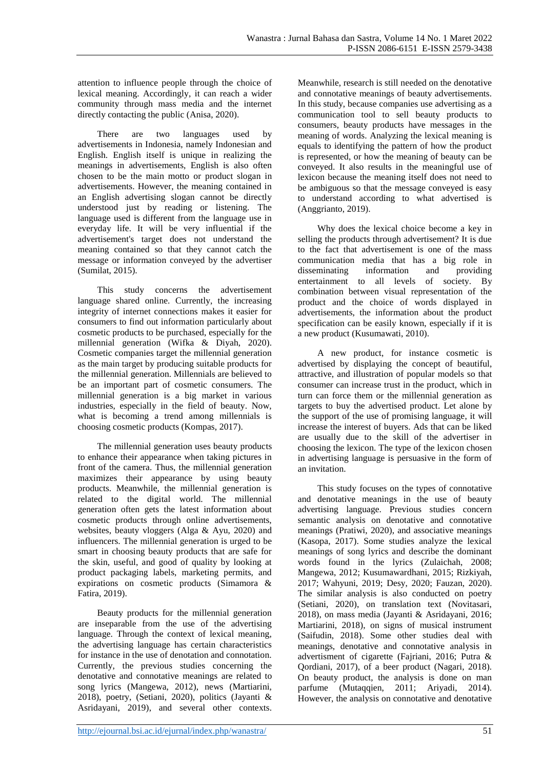attention to influence people through the choice of lexical meaning. Accordingly, it can reach a wider community through mass media and the internet directly contacting the public (Anisa, 2020).

There are two languages used by advertisements in Indonesia, namely Indonesian and English. English itself is unique in realizing the meanings in advertisements, English is also often chosen to be the main motto or product slogan in advertisements. However, the meaning contained in an English advertising slogan cannot be directly understood just by reading or listening. The language used is different from the language use in everyday life. It will be very influential if the advertisement's target does not understand the meaning contained so that they cannot catch the message or information conveyed by the advertiser (Sumilat, 2015).

This study concerns the advertisement language shared online. Currently, the increasing integrity of internet connections makes it easier for consumers to find out information particularly about cosmetic products to be purchased, especially for the millennial generation (Wifka & Diyah, 2020). Cosmetic companies target the millennial generation as the main target by producing suitable products for the millennial generation. Millennials are believed to be an important part of cosmetic consumers. The millennial generation is a big market in various industries, especially in the field of beauty. Now, what is becoming a trend among millennials is choosing cosmetic products (Kompas, 2017).

The millennial generation uses beauty products to enhance their appearance when taking pictures in front of the camera. Thus, the millennial generation maximizes their appearance by using beauty products. Meanwhile, the millennial generation is related to the digital world. The millennial generation often gets the latest information about cosmetic products through online advertisements, websites, beauty vloggers (Alga & Ayu, 2020) and influencers. The millennial generation is urged to be smart in choosing beauty products that are safe for the skin, useful, and good of quality by looking at product packaging labels, marketing permits, and expirations on cosmetic products (Simamora & Fatira, 2019).

Beauty products for the millennial generation are inseparable from the use of the advertising language. Through the context of lexical meaning, the advertising language has certain characteristics for instance in the use of denotation and connotation. Currently, the previous studies concerning the denotative and connotative meanings are related to song lyrics (Mangewa, 2012), news (Martiarini, 2018), poetry, (Setiani, 2020), politics (Jayanti & Asridayani, 2019), and several other contexts. Meanwhile, research is still needed on the denotative and connotative meanings of beauty advertisements. In this study, because companies use advertising as a communication tool to sell beauty products to consumers, beauty products have messages in the meaning of words. Analyzing the lexical meaning is equals to identifying the pattern of how the product is represented, or how the meaning of beauty can be conveyed. It also results in the meaningful use of lexicon because the meaning itself does not need to be ambiguous so that the message conveyed is easy to understand according to what advertised is (Anggrianto, 2019).

Why does the lexical choice become a key in selling the products through advertisement? It is due to the fact that advertisement is one of the mass communication media that has a big role in disseminating information and providing entertainment to all levels of society. By combination between visual representation of the product and the choice of words displayed in advertisements, the information about the product specification can be easily known, especially if it is a new product (Kusumawati, 2010).

A new product, for instance cosmetic is advertised by displaying the concept of beautiful, attractive, and illustration of popular models so that consumer can increase trust in the product, which in turn can force them or the millennial generation as targets to buy the advertised product. Let alone by the support of the use of promising language, it will increase the interest of buyers. Ads that can be liked are usually due to the skill of the advertiser in choosing the lexicon. The type of the lexicon chosen in advertising language is persuasive in the form of an invitation.

This study focuses on the types of connotative and denotative meanings in the use of beauty advertising language. Previous studies concern semantic analysis on denotative and connotative meanings (Pratiwi, 2020), and associative meanings (Kasopa, 2017). Some studies analyze the lexical meanings of song lyrics and describe the dominant words found in the lyrics (Zulaichah, 2008; Mangewa, 2012; Kusumawardhani, 2015; Rizkiyah, 2017; Wahyuni, 2019; Desy, 2020; Fauzan, 2020). The similar analysis is also conducted on poetry (Setiani, 2020), on translation text (Novitasari, 2018), on mass media (Jayanti & Asridayani, 2016; Martiarini, 2018), on signs of musical instrument (Saifudin, 2018). Some other studies deal with meanings, denotative and connotative analysis in advertisment of cigarette (Fajriani, 2016; Putra & Qordiani, 2017), of a beer product (Nagari, 2018). On beauty product, the analysis is done on man parfume (Mutaqqien, 2011; Ariyadi, 2014). However, the analysis on connotative and denotative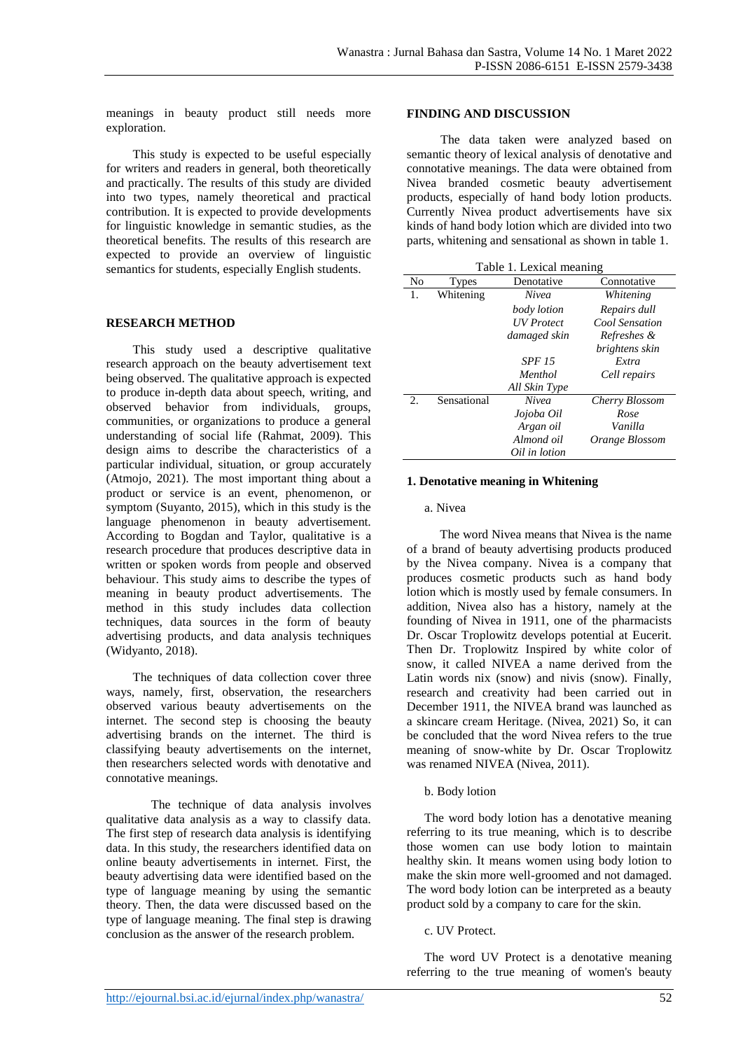meanings in beauty product still needs more exploration.

This study is expected to be useful especially for writers and readers in general, both theoretically and practically. The results of this study are divided into two types, namely theoretical and practical contribution. It is expected to provide developments for linguistic knowledge in semantic studies, as the theoretical benefits. The results of this research are expected to provide an overview of linguistic semantics for students, especially English students.

## RESEARCH METHOD

This study used a descriptive qualitative research approach on the beauty advertisement text being observed. The qualitative approach is expected to produce in-depth data about speech, writing, and observed behavior from individuals, groups, communities, or organizations to produce a general understanding of social life (Rahmat, 2009). This design aims to describe the characteristics of a particular individual, situation, or group accurately (Atmojo, 2021). The most important thing about a product or service is an event, phenomenon, or symptom (Suyanto, 2015), which in this study is the language phenomenon in beauty advertisement. According to Bogdan and Taylor, qualitative is a research procedure that produces descriptive data in written or spoken words from people and observed behaviour. This study aims to describe the types of meaning in beauty product advertisements. The method in this study includes data collection techniques, data sources in the form of beauty advertising products, and data analysis techniques (Widyanto, 2018).

The techniques of data collection cover three ways, namely, first, observation, the researchers observed various beauty advertisements on the internet. The second step is choosing the beauty advertising brands on the internet. The third is classifying beauty advertisements on the internet, then researchers selected words with denotative and connotative meanings.

The technique of data analysis involves qualitative data analysis as a way to classify data. The first step of research data analysis is identifying data. In this study, the researchers identified data on online beauty advertisements in internet. First, the beauty advertising data were identified based on the type of language meaning by using the semantic theory. Then, the data were discussed based on the type of language meaning. The final step is drawing conclusion as the answer of the research problem.

## FINDING AND DISCUSSION

The data taken were analyzed based on semantic theory of lexical analysis of denotative and connotative meanings. The data were obtained from Nivea branded cosmetic beauty advertisement products, especially of hand body lotion products. Currently Nivea product advertisements have six kinds of hand body lotion which are divided into two parts, whitening and sensational as shown in table 1.

Table 1. Lexical meaning

| No | Types | Denotative | Connotative |
|---|---|---|---|
| 1. | Whitening | *Nivea* | *Whitening* |
| | | *body lotion* | *Repairs dull* |
| | | *UV Protect* | *Cool Sensation* |
| | | *damaged skin* | *Refreshes & brightens skin* |
| | | *SPF 15* | *Extra* |
| | | *Menthol* | *Cell repairs* |
| | | *All Skin Type* | |
| 2. | Sensational | *Nivea* | *Cherry Blossom* |
| | | *Jojoba Oil* | *Rose* |
| | | *Argan oil* | *Vanilla* |
| | | *Almond oil* | *Orange Blossom* |
| | | *Oil in lotion* | |

### 1. Denotative meaning in Whitening

a. Nivea

The word Nivea means that Nivea is the name of a brand of beauty advertising products produced by the Nivea company. Nivea is a company that produces cosmetic products such as hand body lotion which is mostly used by female consumers. In addition, Nivea also has a history, namely at the founding of Nivea in 1911, one of the pharmacists Dr. Oscar Troplowitz develops potential at Eucerit. Then Dr. Troplowitz Inspired by white color of snow, it called NIVEA a name derived from the Latin words nix (snow) and nivis (snow). Finally, research and creativity had been carried out in December 1911, the NIVEA brand was launched as a skincare cream Heritage. (Nivea, 2021) So, it can be concluded that the word Nivea refers to the true meaning of snow-white by Dr. Oscar Troplowitz was renamed NIVEA (Nivea, 2011).

b. Body lotion

The word body lotion has a denotative meaning referring to its true meaning, which is to describe those women can use body lotion to maintain healthy skin. It means women using body lotion to make the skin more well-groomed and not damaged. The word body lotion can be interpreted as a beauty product sold by a company to care for the skin.

c. UV Protect.

The word UV Protect is a denotative meaning referring to the true meaning of women's beauty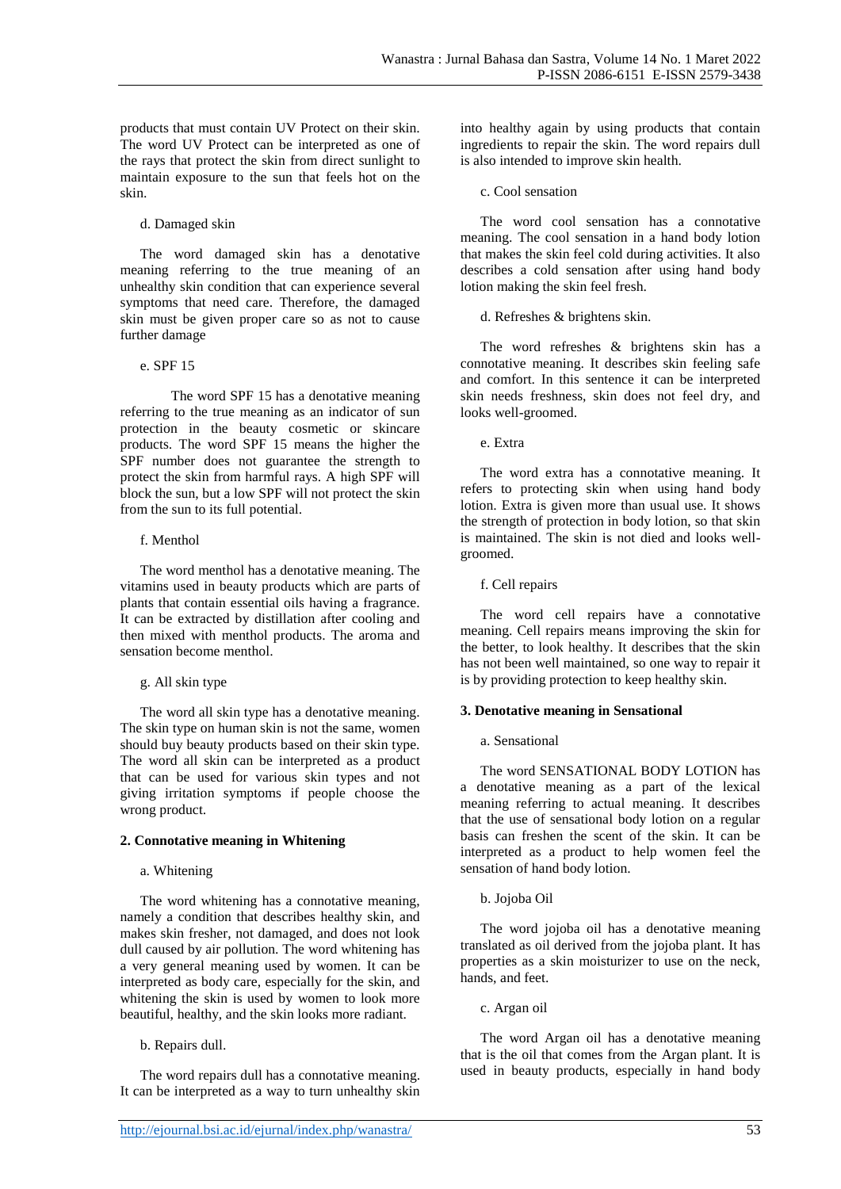products that must contain UV Protect on their skin. The word UV Protect can be interpreted as one of the rays that protect the skin from direct sunlight to maintain exposure to the sun that feels hot on the skin.

d. Damaged skin

The word damaged skin has a denotative meaning referring to the true meaning of an unhealthy skin condition that can experience several symptoms that need care. Therefore, the damaged skin must be given proper care so as not to cause further damage

e. SPF 15

The word SPF 15 has a denotative meaning referring to the true meaning as an indicator of sun protection in the beauty cosmetic or skincare products. The word SPF 15 means the higher the SPF number does not guarantee the strength to protect the skin from harmful rays. A high SPF will block the sun, but a low SPF will not protect the skin from the sun to its full potential.

f. Menthol

The word menthol has a denotative meaning. The vitamins used in beauty products which are parts of plants that contain essential oils having a fragrance. It can be extracted by distillation after cooling and then mixed with menthol products. The aroma and sensation become menthol.

g. All skin type

The word all skin type has a denotative meaning. The skin type on human skin is not the same, women should buy beauty products based on their skin type. The word all skin can be interpreted as a product that can be used for various skin types and not giving irritation symptoms if people choose the wrong product.

**2. Connotative meaning in Whitening**

a. Whitening

The word whitening has a connotative meaning, namely a condition that describes healthy skin, and makes skin fresher, not damaged, and does not look dull caused by air pollution. The word whitening has a very general meaning used by women. It can be interpreted as body care, especially for the skin, and whitening the skin is used by women to look more beautiful, healthy, and the skin looks more radiant.

b. Repairs dull.

The word repairs dull has a connotative meaning. It can be interpreted as a way to turn unhealthy skin into healthy again by using products that contain ingredients to repair the skin. The word repairs dull is also intended to improve skin health.

c. Cool sensation

The word cool sensation has a connotative meaning. The cool sensation in a hand body lotion that makes the skin feel cold during activities. It also describes a cold sensation after using hand body lotion making the skin feel fresh.

d. Refreshes & brightens skin.

The word refreshes & brightens skin has a connotative meaning. It describes skin feeling safe and comfort. In this sentence it can be interpreted skin needs freshness, skin does not feel dry, and looks well-groomed.

e. Extra

The word extra has a connotative meaning. It refers to protecting skin when using hand body lotion. Extra is given more than usual use. It shows the strength of protection in body lotion, so that skin is maintained. The skin is not died and looks well-groomed.

f. Cell repairs

The word cell repairs have a connotative meaning. Cell repairs means improving the skin for the better, to look healthy. It describes that the skin has not been well maintained, so one way to repair it is by providing protection to keep healthy skin.

**3. Denotative meaning in Sensational**

a. Sensational

The word SENSATIONAL BODY LOTION has a denotative meaning as a part of the lexical meaning referring to actual meaning. It describes that the use of sensational body lotion on a regular basis can freshen the scent of the skin. It can be interpreted as a product to help women feel the sensation of hand body lotion.

b. Jojoba Oil

The word jojoba oil has a denotative meaning translated as oil derived from the jojoba plant. It has properties as a skin moisturizer to use on the neck, hands, and feet.

c. Argan oil

The word Argan oil has a denotative meaning that is the oil that comes from the Argan plant. It is used in beauty products, especially in hand body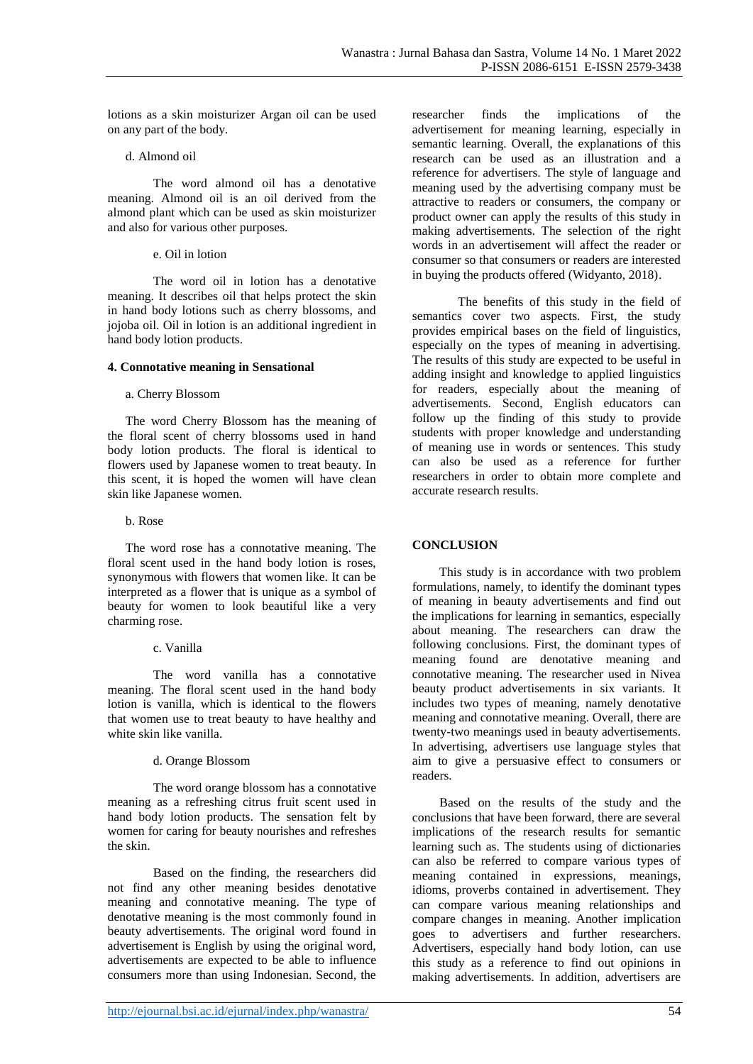lotions as a skin moisturizer Argan oil can be used on any part of the body.

d. Almond oil

The word almond oil has a denotative meaning. Almond oil is an oil derived from the almond plant which can be used as skin moisturizer and also for various other purposes.

e. Oil in lotion

The word oil in lotion has a denotative meaning. It describes oil that helps protect the skin in hand body lotions such as cherry blossoms, and jojoba oil. Oil in lotion is an additional ingredient in hand body lotion products.

**4. Connotative meaning in Sensational**

a. Cherry Blossom

The word Cherry Blossom has the meaning of the floral scent of cherry blossoms used in hand body lotion products. The floral is identical to flowers used by Japanese women to treat beauty. In this scent, it is hoped the women will have clean skin like Japanese women.

b. Rose

The word rose has a connotative meaning. The floral scent used in the hand body lotion is roses, synonymous with flowers that women like. It can be interpreted as a flower that is unique as a symbol of beauty for women to look beautiful like a very charming rose.

c. Vanilla

The word vanilla has a connotative meaning. The floral scent used in the hand body lotion is vanilla, which is identical to the flowers that women use to treat beauty to have healthy and white skin like vanilla.

d. Orange Blossom

The word orange blossom has a connotative meaning as a refreshing citrus fruit scent used in hand body lotion products. The sensation felt by women for caring for beauty nourishes and refreshes the skin.

Based on the finding, the researchers did not find any other meaning besides denotative meaning and connotative meaning. The type of denotative meaning is the most commonly found in beauty advertisements. The original word found in advertisement is English by using the original word, advertisements are expected to be able to influence consumers more than using Indonesian. Second, the researcher finds the implications of the advertisement for meaning learning, especially in semantic learning. Overall, the explanations of this research can be used as an illustration and a reference for advertisers. The style of language and meaning used by the advertising company must be attractive to readers or consumers, the company or product owner can apply the results of this study in making advertisements. The selection of the right words in an advertisement will affect the reader or consumer so that consumers or readers are interested in buying the products offered (Widyanto, 2018).

The benefits of this study in the field of semantics cover two aspects. First, the study provides empirical bases on the field of linguistics, especially on the types of meaning in advertising. The results of this study are expected to be useful in adding insight and knowledge to applied linguistics for readers, especially about the meaning of advertisements. Second, English educators can follow up the finding of this study to provide students with proper knowledge and understanding of meaning use in words or sentences. This study can also be used as a reference for further researchers in order to obtain more complete and accurate research results.

## CONCLUSION

This study is in accordance with two problem formulations, namely, to identify the dominant types of meaning in beauty advertisements and find out the implications for learning in semantics, especially about meaning. The researchers can draw the following conclusions. First, the dominant types of meaning found are denotative meaning and connotative meaning. The researcher used in Nivea beauty product advertisements in six variants. It includes two types of meaning, namely denotative meaning and connotative meaning. Overall, there are twenty-two meanings used in beauty advertisements. In advertising, advertisers use language styles that aim to give a persuasive effect to consumers or readers.

Based on the results of the study and the conclusions that have been forward, there are several implications of the research results for semantic learning such as. The students using of dictionaries can also be referred to compare various types of meaning contained in expressions, meanings, idioms, proverbs contained in advertisement. They can compare various meaning relationships and compare changes in meaning. Another implication goes to advertisers and further researchers. Advertisers, especially hand body lotion, can use this study as a reference to find out opinions in making advertisements. In addition, advertisers are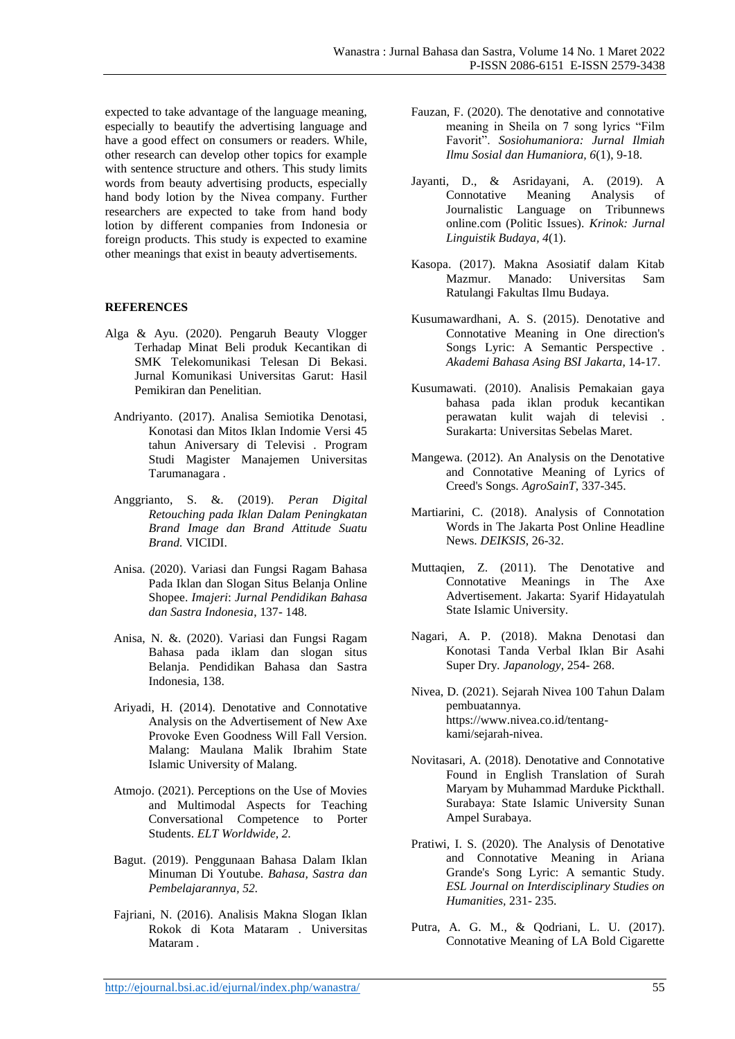expected to take advantage of the language meaning, especially to beautify the advertising language and have a good effect on consumers or readers. While, other research can develop other topics for example with sentence structure and others. This study limits words from beauty advertising products, especially hand body lotion by the Nivea company. Further researchers are expected to take from hand body lotion by different companies from Indonesia or foreign products. This study is expected to examine other meanings that exist in beauty advertisements.

## REFERENCES

Alga & Ayu. (2020). Pengaruh Beauty Vlogger Terhadap Minat Beli produk Kecantikan di SMK Telekomunikasi Telesan Di Bekasi. Jurnal Komunikasi Universitas Garut: Hasil Pemikiran dan Penelitian.

Andriyanto. (2017). Analisa Semiotika Denotasi, Konotasi dan Mitos Iklan Indomie Versi 45 tahun Aniversary di Televisi . Program Studi Magister Manajemen Universitas Tarumanagara .

Anggrianto, S. &. (2019). *Peran Digital Retouching pada Iklan Dalam Peningkatan Brand Image dan Brand Attitude Suatu Brand.* VICIDI.

Anisa. (2020). Variasi dan Fungsi Ragam Bahasa Pada Iklan dan Slogan Situs Belanja Online Shopee. *Imajeri*: *Jurnal Pendidikan Bahasa dan Sastra Indonesia*, 137- 148.

Anisa, N. &. (2020). Variasi dan Fungsi Ragam Bahasa pada iklam dan slogan situs Belanja. Pendidikan Bahasa dan Sastra Indonesia, 138.

Ariyadi, H. (2014). Denotative and Connotative Analysis on the Advertisement of New Axe Provoke Even Goodness Will Fall Version. Malang: Maulana Malik Ibrahim State Islamic University of Malang.

Atmojo. (2021). Perceptions on the Use of Movies and Multimodal Aspects for Teaching Conversational Competence to Porter Students. *ELT Worldwide, 2.*

Bagut. (2019). Penggunaan Bahasa Dalam Iklan Minuman Di Youtube. *Bahasa, Sastra dan Pembelajarannya, 52.*

Fajriani, N. (2016). Analisis Makna Slogan Iklan Rokok di Kota Mataram . Universitas Mataram .

Fauzan, F. (2020). The denotative and connotative meaning in Sheila on 7 song lyrics "Film Favorit". *Sosiohumaniora: Jurnal Ilmiah Ilmu Sosial dan Humaniora, 6*(1), 9-18.

Jayanti, D., & Asridayani, A. (2019). A Connotative Meaning Analysis of Journalistic Language on Tribunnews online.com (Politic Issues). *Krinok: Jurnal Linguistik Budaya, 4*(1).

Kasopa. (2017). Makna Asosiatif dalam Kitab Mazmur. Manado: Universitas Sam Ratulangi Fakultas Ilmu Budaya.

Kusumawardhani, A. S. (2015). Denotative and Connotative Meaning in One direction's Songs Lyric: A Semantic Perspective . *Akademi Bahasa Asing BSI Jakarta*, 14-17.

Kusumawati. (2010). Analisis Pemakaian gaya bahasa pada iklan produk kecantikan perawatan kulit wajah di televisi . Surakarta: Universitas Sebelas Maret.

Mangewa. (2012). An Analysis on the Denotative and Connotative Meaning of Lyrics of Creed's Songs. *AgroSainT*, 337-345.

Martiarini, C. (2018). Analysis of Connotation Words in The Jakarta Post Online Headline News. *DEIKSIS*, 26-32.

Muttaqien, Z. (2011). The Denotative and Connotative Meanings in The Axe Advertisement. Jakarta: Syarif Hidayatulah State Islamic University.

Nagari, A. P. (2018). Makna Denotasi dan Konotasi Tanda Verbal Iklan Bir Asahi Super Dry. *Japanology*, 254- 268.

Nivea, D. (2021). Sejarah Nivea 100 Tahun Dalam pembuatannya. https://www.nivea.co.id/tentang-kami/sejarah-nivea.

Novitasari, A. (2018). Denotative and Connotative Found in English Translation of Surah Maryam by Muhammad Marduke Pickthall. Surabaya: State Islamic University Sunan Ampel Surabaya.

Pratiwi, I. S. (2020). The Analysis of Denotative and Connotative Meaning in Ariana Grande's Song Lyric: A semantic Study. *ESL Journal on Interdisciplinary Studies on Humanities*, 231- 235.

Putra, A. G. M., & Qodriani, L. U. (2017). Connotative Meaning of LA Bold Cigarette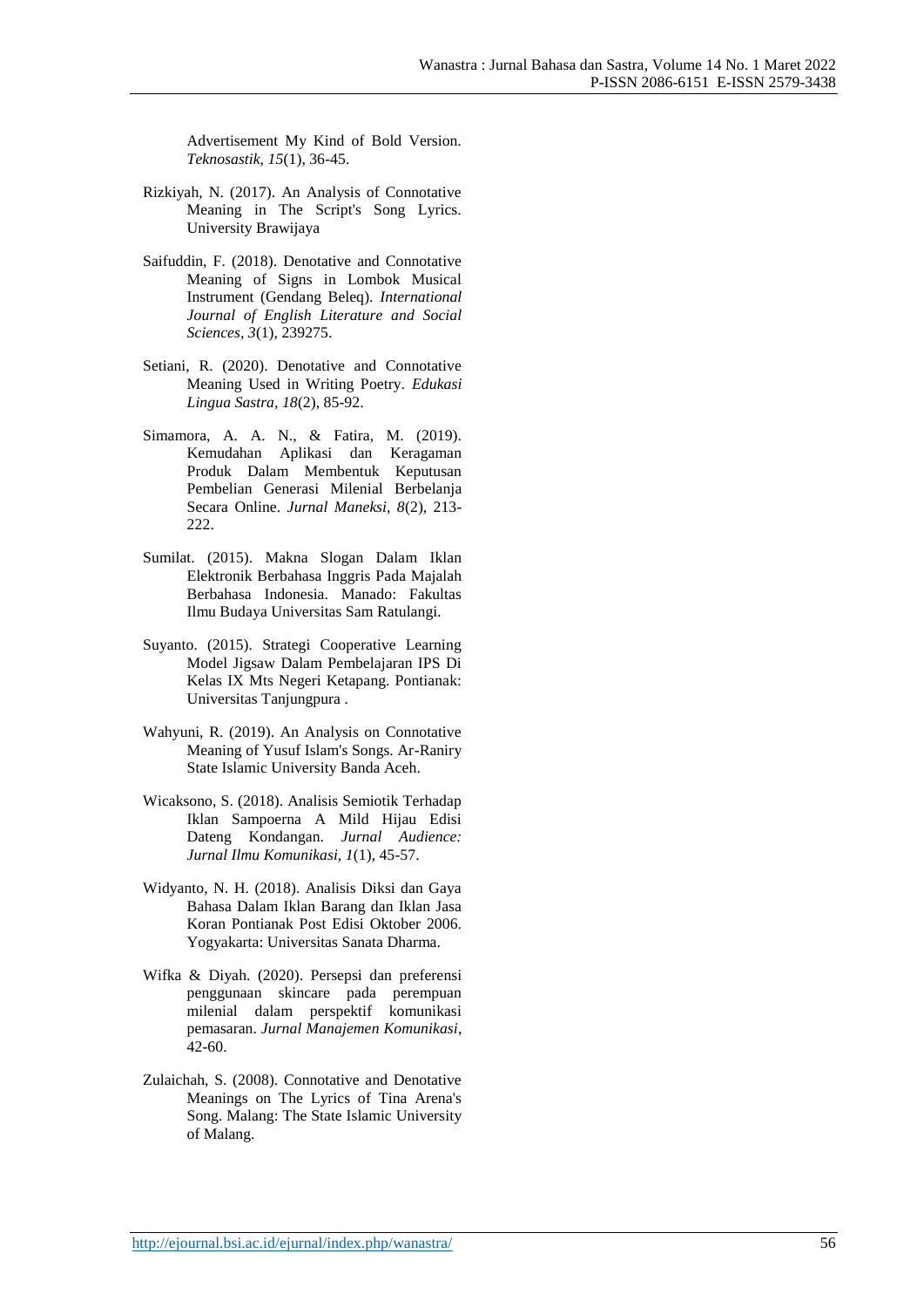Advertisement My Kind of Bold Version. *Teknosastik, 15*(1), 36-45.

Rizkiyah, N. (2017). An Analysis of Connotative Meaning in The Script's Song Lyrics. University Brawijaya

Saifuddin, F. (2018). Denotative and Connotative Meaning of Signs in Lombok Musical Instrument (Gendang Beleq). *International Journal of English Literature and Social Sciences, 3*(1), 239275.

Setiani, R. (2020). Denotative and Connotative Meaning Used in Writing Poetry. *Edukasi Lingua Sastra, 18*(2), 85-92.

Simamora, A. A. N., & Fatira, M. (2019). Kemudahan Aplikasi dan Keragaman Produk Dalam Membentuk Keputusan Pembelian Generasi Milenial Berbelanja Secara Online. *Jurnal Maneksi, 8*(2), 213-222.

Sumilat. (2015). Makna Slogan Dalam Iklan Elektronik Berbahasa Inggris Pada Majalah Berbahasa Indonesia. Manado: Fakultas Ilmu Budaya Universitas Sam Ratulangi.

Suyanto. (2015). Strategi Cooperative Learning Model Jigsaw Dalam Pembelajaran IPS Di Kelas IX Mts Negeri Ketapang. Pontianak: Universitas Tanjungpura .

Wahyuni, R. (2019). An Analysis on Connotative Meaning of Yusuf Islam's Songs. Ar-Raniry State Islamic University Banda Aceh.

Wicaksono, S. (2018). Analisis Semiotik Terhadap Iklan Sampoerna A Mild Hijau Edisi Dateng Kondangan. *Jurnal Audience: Jurnal Ilmu Komunikasi, 1*(1), 45-57.

Widyanto, N. H. (2018). Analisis Diksi dan Gaya Bahasa Dalam Iklan Barang dan Iklan Jasa Koran Pontianak Post Edisi Oktober 2006. Yogyakarta: Universitas Sanata Dharma.

Wifka & Diyah. (2020). Persepsi dan preferensi penggunaan skincare pada perempuan milenial dalam perspektif komunikasi pemasaran. *Jurnal Manajemen Komunikasi*, 42-60.

Zulaichah, S. (2008). Connotative and Denotative Meanings on The Lyrics of Tina Arena's Song. Malang: The State Islamic University of Malang.